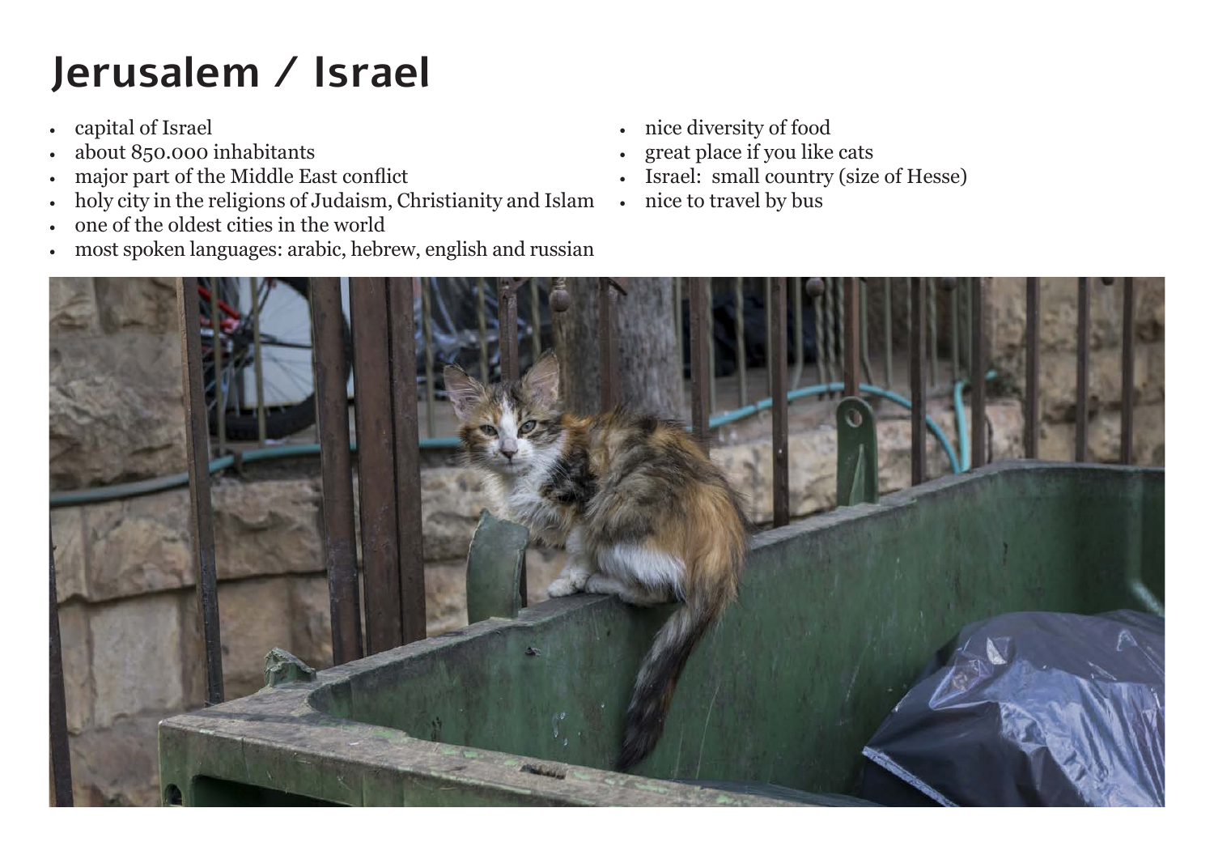# Jerusalem / Israel

- capital of Israel
- about 850.000 inhabitants
- major part of the Middle East conflict
- holy city in the religions of Judaism, Christianity and Islam
- one of the oldest cities in the world
- most spoken languages: arabic, hebrew, english and russian
- nice diversity of food
- great place if you like cats
- Israel:  small country (size of Hesse)
- nice to travel by bus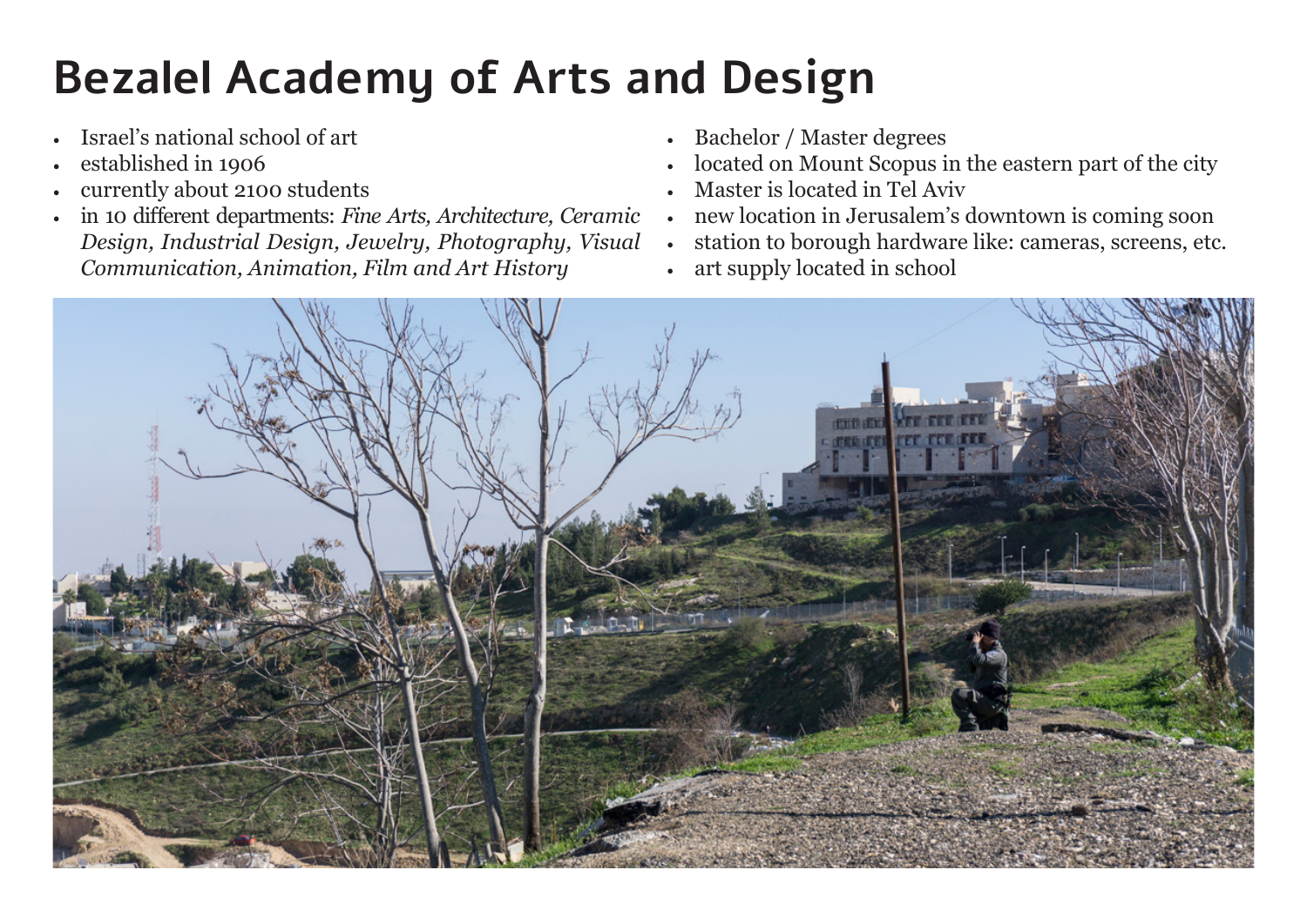# Bezalel Academy of Arts and Design

- Israel's national school of art
- established in 1906
- currently about 2100 students
- in 10 different departments: *Fine Arts, Architecture, Ceramic Design, Industrial Design, Jewelry, Photography, Visual Communication, Animation, Film and Art History*
- Bachelor / Master degrees
- located on Mount Scopus in the eastern part of the city
- Master is located in Tel Aviv
- new location in Jerusalem's downtown is coming soon
- station to borough hardware like: cameras, screens, etc.
- art supply located in school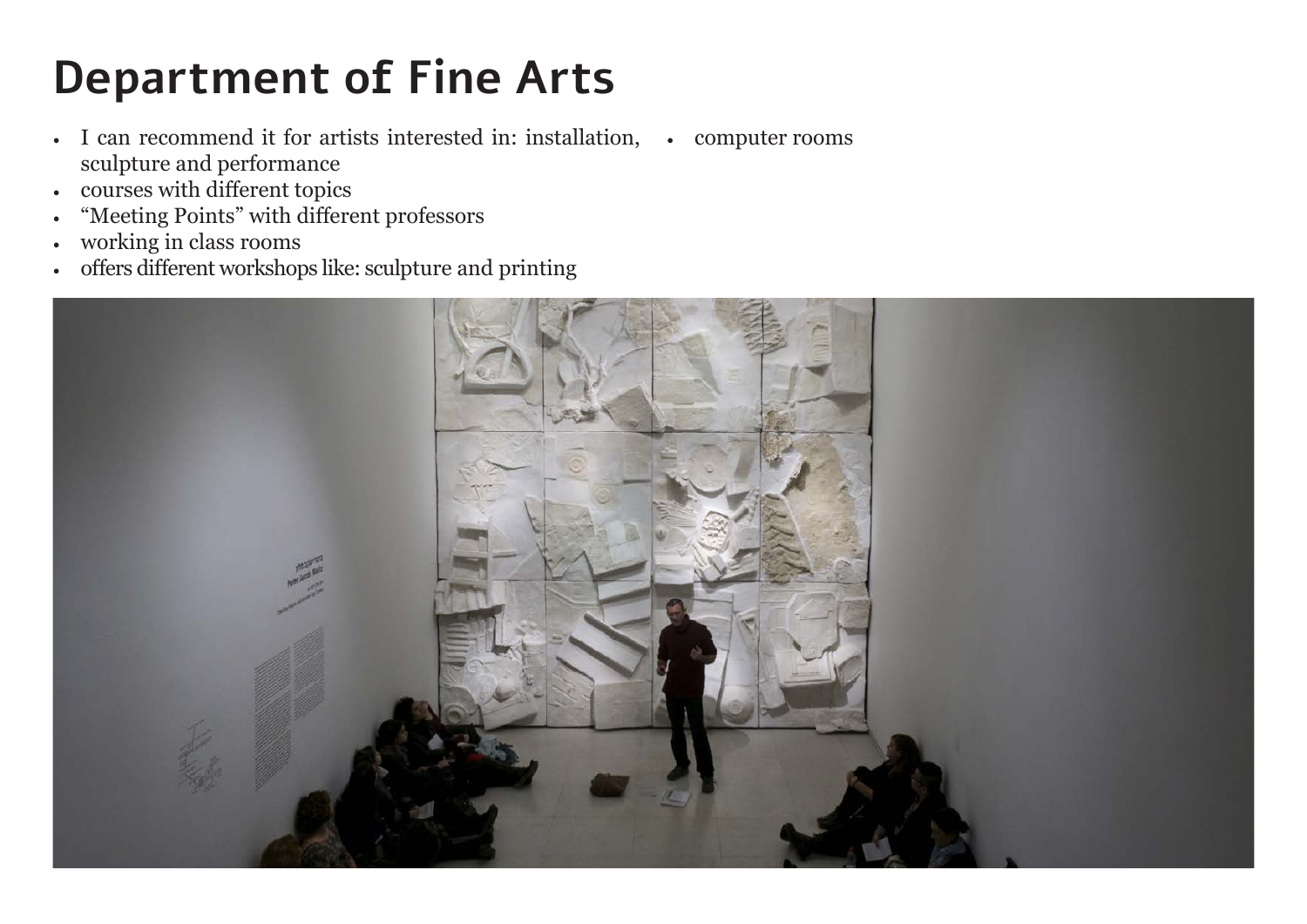# Department of Fine Arts

- I can recommend it for artists interested in: installation, sculpture and performance
- courses with different topics
- "Meeting Points" with different professors
- working in class rooms
- offers different workshops like: sculpture and printing
- computer rooms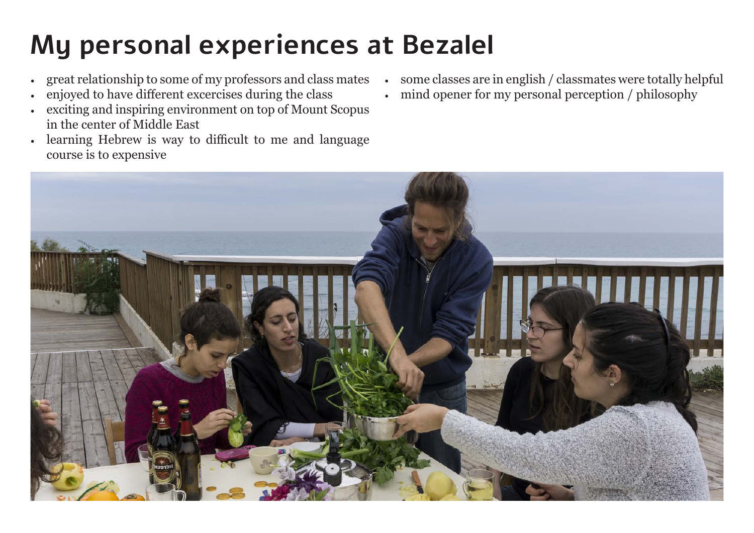# My personal experiences at Bezalel

- great relationship to some of my professors and class mates
- enjoyed to have different excercises during the class
- exciting and inspiring environment on top of Mount Scopus in the center of Middle East
- learning Hebrew is way to difficult to me and language course is to expensive
- some classes are in english / classmates were totally helpful
- mind opener for my personal perception / philosophy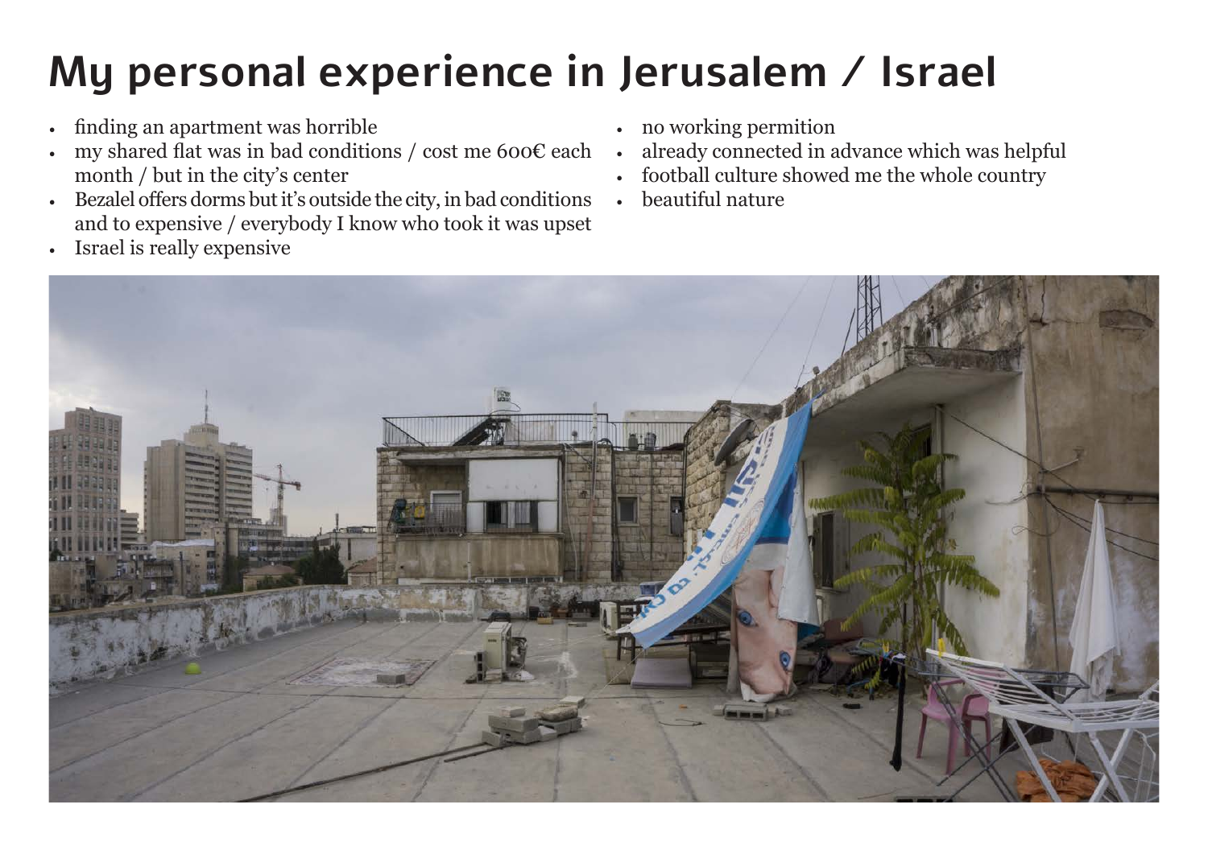# My personal experience in Jerusalem / Israel

- finding an apartment was horrible
- my shared flat was in bad conditions / cost me 600€ each month / but in the city's center
- Bezalel offers dorms but it's outside the city, in bad conditions and to expensive / everybody I know who took it was upset
- Israel is really expensive
- no working permition
- already connected in advance which was helpful
- football culture showed me the whole country
- beautiful nature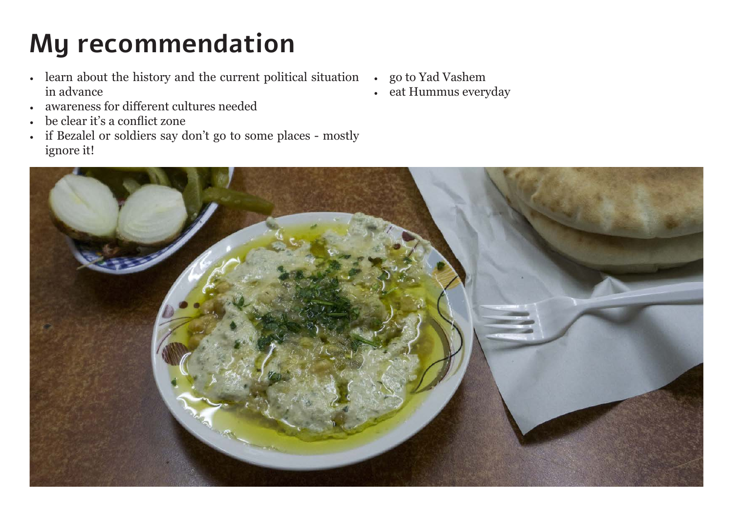# My recommendation

- learn about the history and the current political situation in advance
- awareness for different cultures needed
- be clear it's a conflict zone
- if Bezalel or soldiers say don't go to some places - mostly ignore it!
- go to Yad Vashem
- eat Hummus everyday